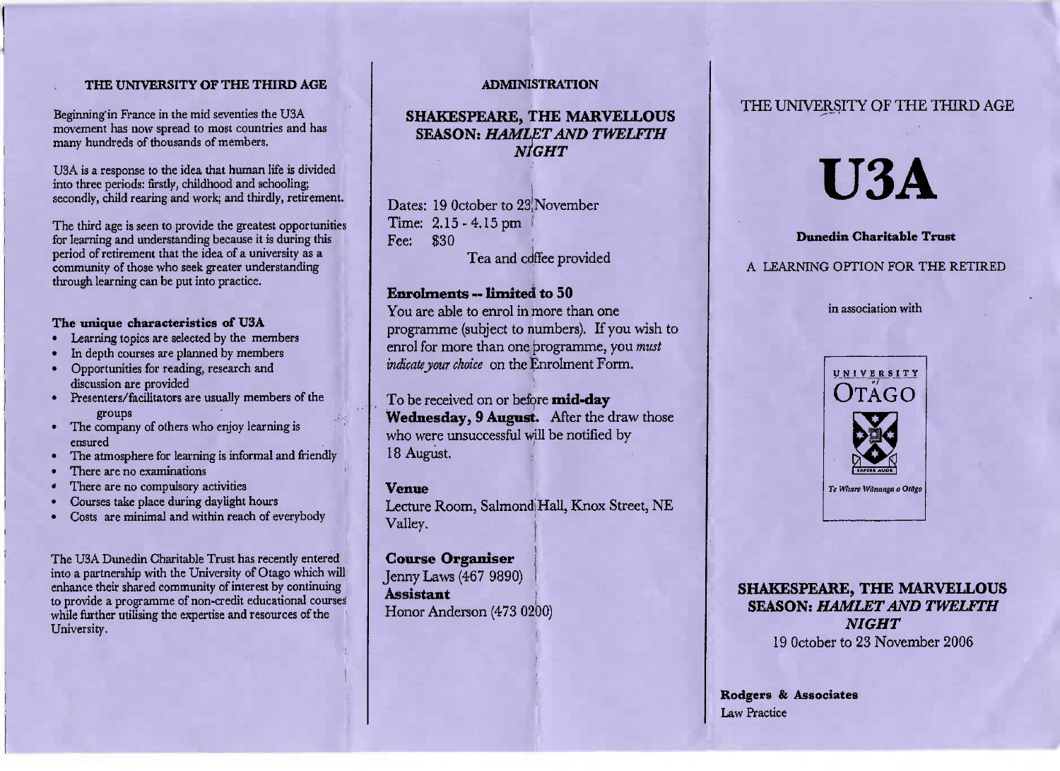## THE UNIVERSITY OF THE THIRD AGE

Beginning in France in the mid seventies the U3A movement has now spread to most countries and has many hundreds of thousands of members.

U3A is a response to the idea that human life is divided into three periods: firstly, childhood and schooling; secondly, child rearing and work; and thirdly, retirement.

The third age is seen to provide the greatest opportunities for learning and understanding because it is during this period of retirement that the idea of a university as a community of those who seek greater understanding through learning can be put into practice.

### The unique characteristics of U3A

- Learning topics are selected by the members
- In depth courses are planned by members
- Opportunities for reading, research and discussion are provided
- Presenters/facilitators are usually members of the groups
- The company of others who enjoy learning is ensured
- The atmosphere for learning is informal and friendly
- There are no examinations
- There are no compulsory activities
- Courses take place during daylight hours
- Costs are minimal and within reach of everybody

The U3A Dunedin Charitable Trust has recently entered into a partnership with the University of Otago which will enhance their shared community of interest by continuing to provide a programme of non-credit educational courses while further utilising the expertise and resources of the University.

## ADMINISTRATION

### SHAKESPEARE, THE MARVELLOUS SEASON: *HAMLET AND TWELFTH NIGHT*

Dates: 19 October to 23 November
Time: 2.15 - 4.15 pm
Fee: $30

Tea and coffee provided

**Enrolments -- limited to 50**

You are able to enrol in more than one programme (subject to numbers). If you wish to enrol for more than one programme, you *must indicate your choice* on the Enrolment Form.

To be received on or before **mid-day Wednesday, 9 August.** After the draw those who were unsuccessful will be notified by 18 August.

**Venue**

Lecture Room, Salmond Hall, Knox Street, NE Valley.

**Course Organiser**
Jenny Laws (467 9890)
**Assistant**
Honor Anderson (473 0200)

THE UNIVERSITY OF THE THIRD AGE

# U3A

**Dunedin Charitable Trust**

A LEARNING OPTION FOR THE RETIRED

in association with

UNIVERSITY of OTAGO
SAPERE AUDE
Te Whare Wānanga o Otāgo

## SHAKESPEARE, THE MARVELLOUS SEASON: *HAMLET AND TWELFTH NIGHT*

19 October to 23 November 2006

**Rodgers & Associates**
Law Practice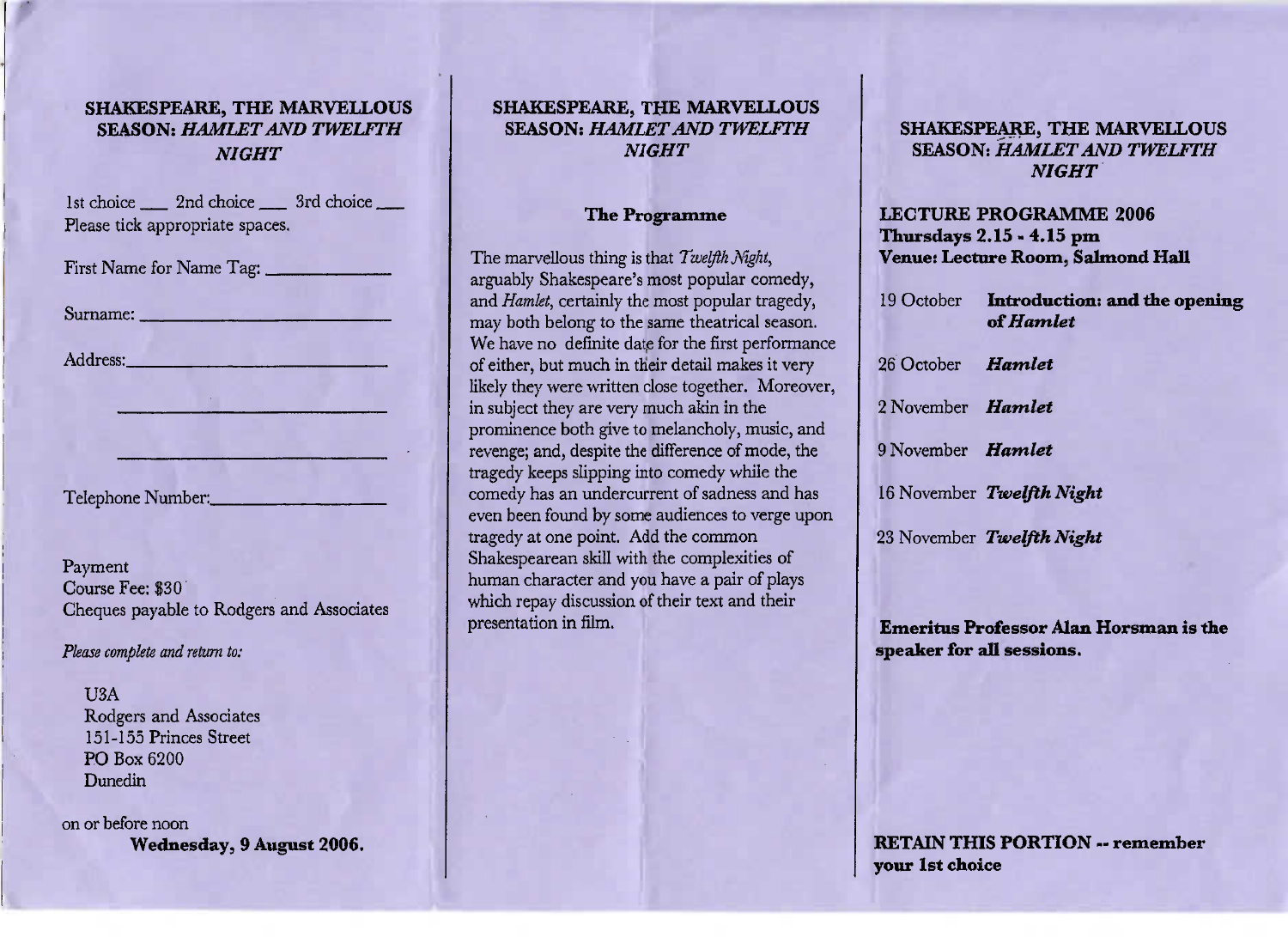## SHAKESPEARE, THE MARVELLOUS SEASON: *HAMLET AND TWELFTH NIGHT*

1st choice \_\_\_ 2nd choice \_\_\_ 3rd choice \_\_\_
Please tick appropriate spaces.

First Name for Name Tag: \_\_\_\_\_\_\_\_\_\_\_\_

Surname: \_\_\_\_\_\_\_\_\_\_\_\_\_\_\_\_\_\_\_\_\_\_

Address: \_\_\_\_\_\_\_\_\_\_\_\_\_\_\_\_\_\_\_\_\_\_

\_\_\_\_\_\_\_\_\_\_\_\_\_\_\_\_\_\_\_\_\_\_\_\_\_\_

\_\_\_\_\_\_\_\_\_\_\_\_\_\_\_\_\_\_\_\_\_\_\_\_\_\_

Telephone Number: \_\_\_\_\_\_\_\_\_\_\_\_\_\_\_\_

Payment
Course Fee: $30
Cheques payable to Rodgers and Associates

*Please complete and return to:*

U3A
Rodgers and Associates
151-155 Princes Street
PO Box 6200
Dunedin

on or before noon
**Wednesday, 9 August 2006.**

## SHAKESPEARE, THE MARVELLOUS SEASON: *HAMLET AND TWELFTH NIGHT*

### The Programme

The marvellous thing is that *Twelfth Night*, arguably Shakespeare's most popular comedy, and *Hamlet*, certainly the most popular tragedy, may both belong to the same theatrical season. We have no definite date for the first performance of either, but much in their detail makes it very likely they were written close together. Moreover, in subject they are very much akin in the prominence both give to melancholy, music, and revenge; and, despite the difference of mode, the tragedy keeps slipping into comedy while the comedy has an undercurrent of sadness and has even been found by some audiences to verge upon tragedy at one point. Add the common Shakespearean skill with the complexities of human character and you have a pair of plays which repay discussion of their text and their presentation in film.

## SHAKESPEARE, THE MARVELLOUS SEASON: *HAMLET AND TWELFTH NIGHT*

**LECTURE PROGRAMME 2006**
**Thursdays 2.15 - 4.15 pm**
**Venue: Lecture Room, Salmond Hall**

| | |
|---|---|
| 19 October | **Introduction: and the opening of *Hamlet*** |
| 26 October | ***Hamlet*** |
| 2 November | ***Hamlet*** |
| 9 November | ***Hamlet*** |
| 16 November | ***Twelfth Night*** |
| 23 November | ***Twelfth Night*** |

**Emeritus Professor Alan Horsman is the speaker for all sessions.**

**RETAIN THIS PORTION -- remember your 1st choice**